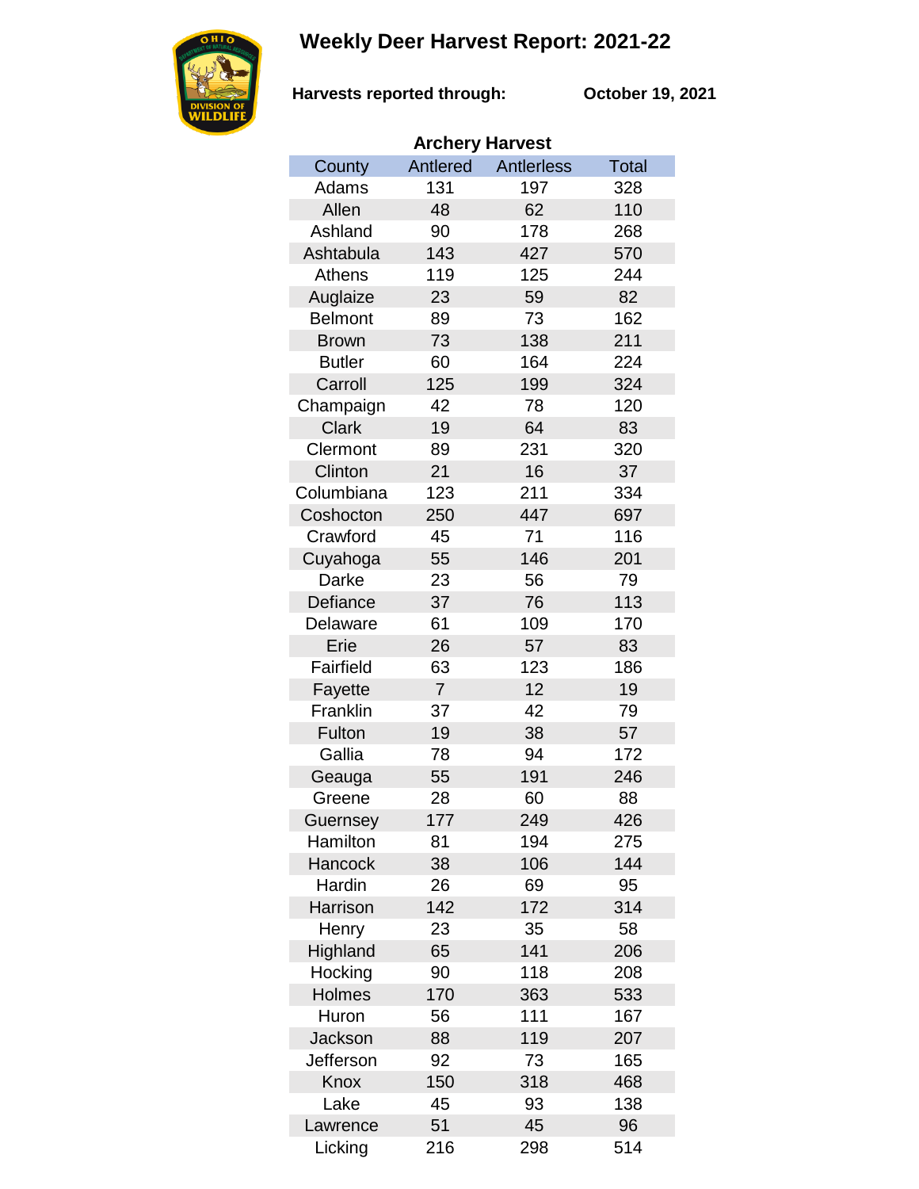# Weekly Deer Harvest Report: 2021-22

**Harvests reported through:** **October 19, 2021**

### Archery Harvest

| County | Antlered | Antlerless | Total |
|---|---|---|---|
| Adams | 131 | 197 | 328 |
| Allen | 48 | 62 | 110 |
| Ashland | 90 | 178 | 268 |
| Ashtabula | 143 | 427 | 570 |
| Athens | 119 | 125 | 244 |
| Auglaize | 23 | 59 | 82 |
| Belmont | 89 | 73 | 162 |
| Brown | 73 | 138 | 211 |
| Butler | 60 | 164 | 224 |
| Carroll | 125 | 199 | 324 |
| Champaign | 42 | 78 | 120 |
| Clark | 19 | 64 | 83 |
| Clermont | 89 | 231 | 320 |
| Clinton | 21 | 16 | 37 |
| Columbiana | 123 | 211 | 334 |
| Coshocton | 250 | 447 | 697 |
| Crawford | 45 | 71 | 116 |
| Cuyahoga | 55 | 146 | 201 |
| Darke | 23 | 56 | 79 |
| Defiance | 37 | 76 | 113 |
| Delaware | 61 | 109 | 170 |
| Erie | 26 | 57 | 83 |
| Fairfield | 63 | 123 | 186 |
| Fayette | 7 | 12 | 19 |
| Franklin | 37 | 42 | 79 |
| Fulton | 19 | 38 | 57 |
| Gallia | 78 | 94 | 172 |
| Geauga | 55 | 191 | 246 |
| Greene | 28 | 60 | 88 |
| Guernsey | 177 | 249 | 426 |
| Hamilton | 81 | 194 | 275 |
| Hancock | 38 | 106 | 144 |
| Hardin | 26 | 69 | 95 |
| Harrison | 142 | 172 | 314 |
| Henry | 23 | 35 | 58 |
| Highland | 65 | 141 | 206 |
| Hocking | 90 | 118 | 208 |
| Holmes | 170 | 363 | 533 |
| Huron | 56 | 111 | 167 |
| Jackson | 88 | 119 | 207 |
| Jefferson | 92 | 73 | 165 |
| Knox | 150 | 318 | 468 |
| Lake | 45 | 93 | 138 |
| Lawrence | 51 | 45 | 96 |
| Licking | 216 | 298 | 514 |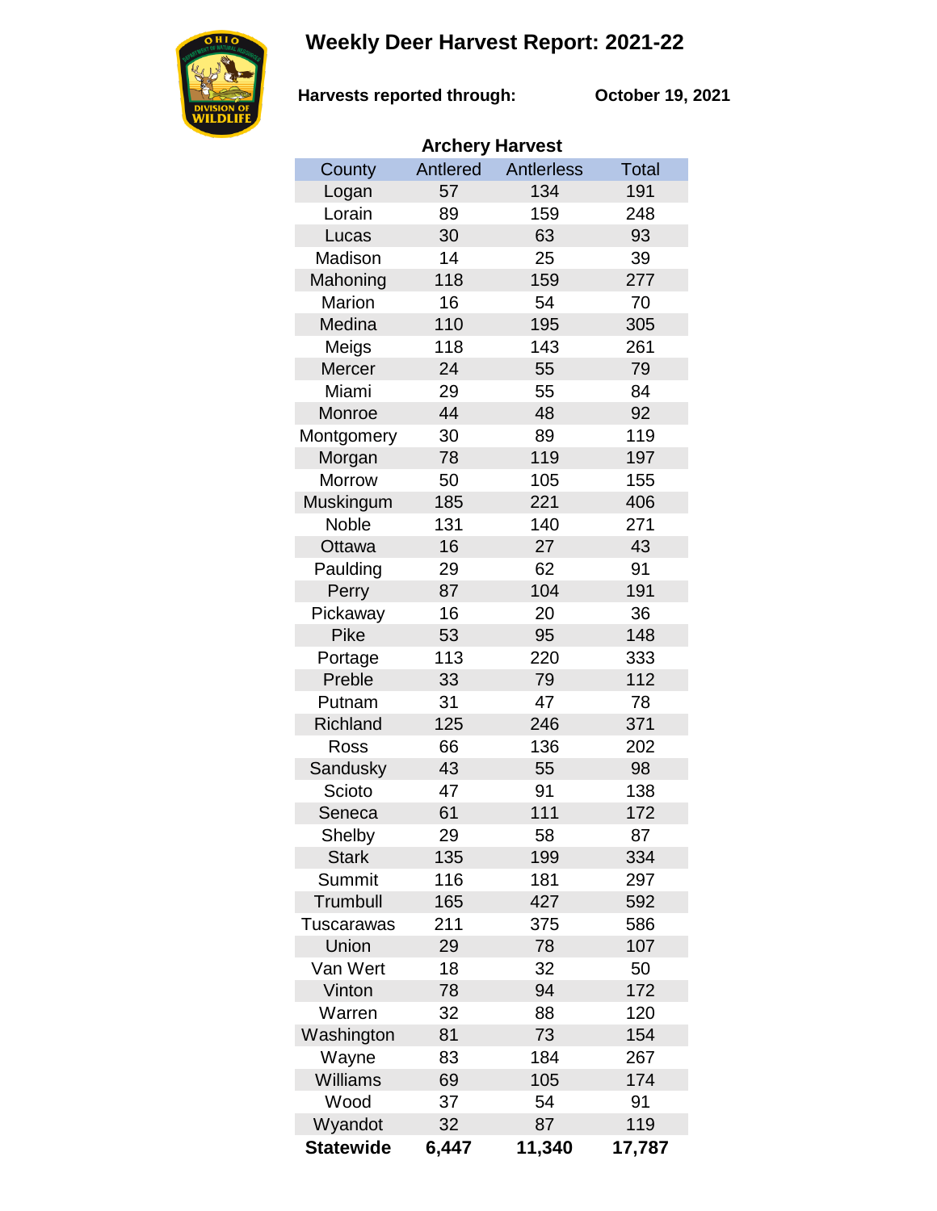# Weekly Deer Harvest Report: 2021-22

**Harvests reported through:** **October 19, 2021**

### Archery Harvest

| County | Antlered | Antlerless | Total |
|---|---|---|---|
| Logan | 57 | 134 | 191 |
| Lorain | 89 | 159 | 248 |
| Lucas | 30 | 63 | 93 |
| Madison | 14 | 25 | 39 |
| Mahoning | 118 | 159 | 277 |
| Marion | 16 | 54 | 70 |
| Medina | 110 | 195 | 305 |
| Meigs | 118 | 143 | 261 |
| Mercer | 24 | 55 | 79 |
| Miami | 29 | 55 | 84 |
| Monroe | 44 | 48 | 92 |
| Montgomery | 30 | 89 | 119 |
| Morgan | 78 | 119 | 197 |
| Morrow | 50 | 105 | 155 |
| Muskingum | 185 | 221 | 406 |
| Noble | 131 | 140 | 271 |
| Ottawa | 16 | 27 | 43 |
| Paulding | 29 | 62 | 91 |
| Perry | 87 | 104 | 191 |
| Pickaway | 16 | 20 | 36 |
| Pike | 53 | 95 | 148 |
| Portage | 113 | 220 | 333 |
| Preble | 33 | 79 | 112 |
| Putnam | 31 | 47 | 78 |
| Richland | 125 | 246 | 371 |
| Ross | 66 | 136 | 202 |
| Sandusky | 43 | 55 | 98 |
| Scioto | 47 | 91 | 138 |
| Seneca | 61 | 111 | 172 |
| Shelby | 29 | 58 | 87 |
| Stark | 135 | 199 | 334 |
| Summit | 116 | 181 | 297 |
| Trumbull | 165 | 427 | 592 |
| Tuscarawas | 211 | 375 | 586 |
| Union | 29 | 78 | 107 |
| Van Wert | 18 | 32 | 50 |
| Vinton | 78 | 94 | 172 |
| Warren | 32 | 88 | 120 |
| Washington | 81 | 73 | 154 |
| Wayne | 83 | 184 | 267 |
| Williams | 69 | 105 | 174 |
| Wood | 37 | 54 | 91 |
| Wyandot | 32 | 87 | 119 |
| **Statewide** | **6,447** | **11,340** | **17,787** |